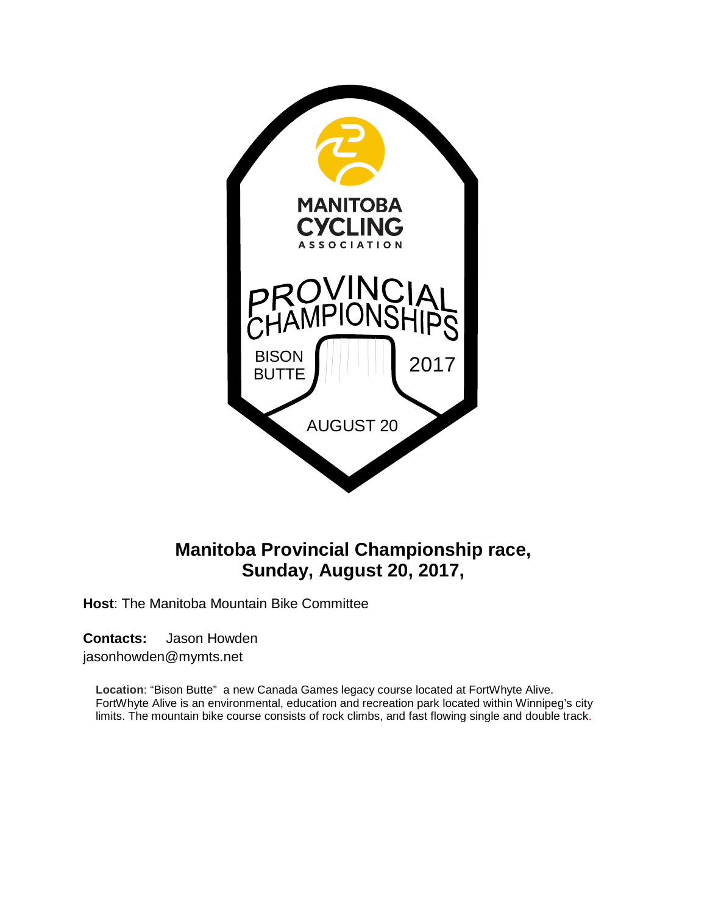MANITOBA CYCLING ASSOCIATION

PROVINCIAL CHAMPIONSHIPS

BISON BUTTE

2017

AUGUST 20

# Manitoba Provincial Championship race, Sunday, August 20, 2017,

**Host**: The Manitoba Mountain Bike Committee

**Contacts:** Jason Howden
jasonhowden@mymts.net

**Location**: "Bison Butte" a new Canada Games legacy course located at FortWhyte Alive. FortWhyte Alive is an environmental, education and recreation park located within Winnipeg's city limits. The mountain bike course consists of rock climbs, and fast flowing single and double track.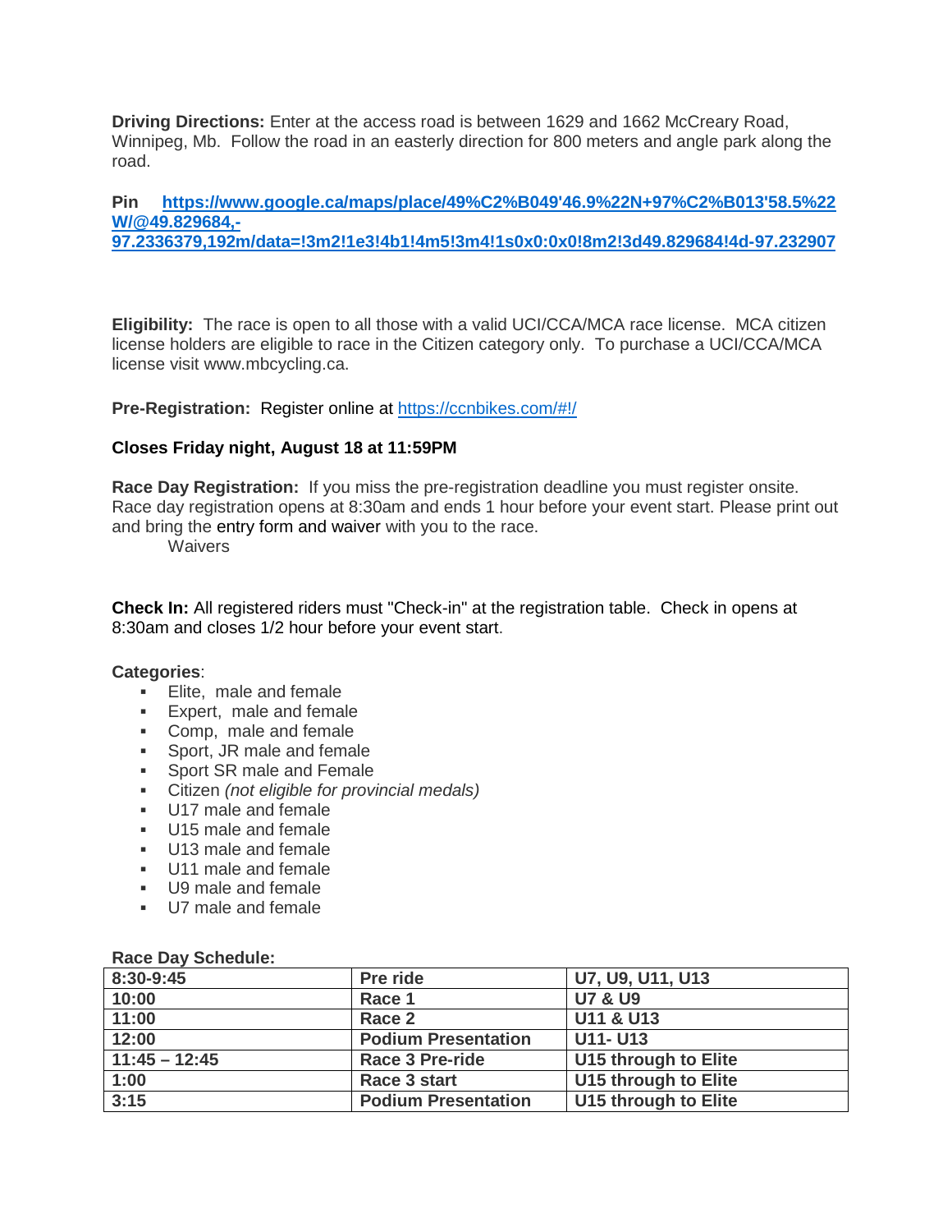**Driving Directions:** Enter at the access road is between 1629 and 1662 McCreary Road, Winnipeg, Mb. Follow the road in an easterly direction for 800 meters and angle park along the road.

**Pin** **[https://www.google.ca/maps/place/49%C2%B049'46.9%22N+97%C2%B013'58.5%22W/@49.829684,-97.2336379,192m/data=!3m2!1e3!4b1!4m5!3m4!1s0x0:0x0!8m2!3d49.829684!4d-97.232907](https://www.google.ca/maps/place/49%C2%B049'46.9%22N+97%C2%B013'58.5%22W/@49.829684,-97.2336379,192m/data=!3m2!1e3!4b1!4m5!3m4!1s0x0:0x0!8m2!3d49.829684!4d-97.232907)**

**Eligibility:** The race is open to all those with a valid UCI/CCA/MCA race license. MCA citizen license holders are eligible to race in the Citizen category only. To purchase a UCI/CCA/MCA license visit www.mbcycling.ca.

**Pre-Registration:** Register online at [https://ccnbikes.com/#!/](https://ccnbikes.com/#!/)

**Closes Friday night, August 18 at 11:59PM**

**Race Day Registration:** If you miss the pre-registration deadline you must register onsite. Race day registration opens at 8:30am and ends 1 hour before your event start. Please print out and bring the entry form and waiver with you to the race.

Waivers

**Check In:** All registered riders must "Check-in" at the registration table. Check in opens at 8:30am and closes 1/2 hour before your event start.

**Categories**:

- Elite, male and female
- Expert, male and female
- Comp, male and female
- Sport, JR male and female
- Sport SR male and Female
- Citizen *(not eligible for provincial medals)*
- U17 male and female
- U15 male and female
- U13 male and female
- U11 male and female
- U9 male and female
- U7 male and female

**Race Day Schedule:**

| 8:30-9:45 | Pre ride | U7, U9, U11, U13 |
|---|---|---|
| 10:00 | Race 1 | U7 & U9 |
| 11:00 | Race 2 | U11 & U13 |
| 12:00 | Podium Presentation | U11- U13 |
| 11:45 – 12:45 | Race 3 Pre-ride | U15 through to Elite |
| 1:00 | Race 3 start | U15 through to Elite |
| 3:15 | Podium Presentation | U15 through to Elite |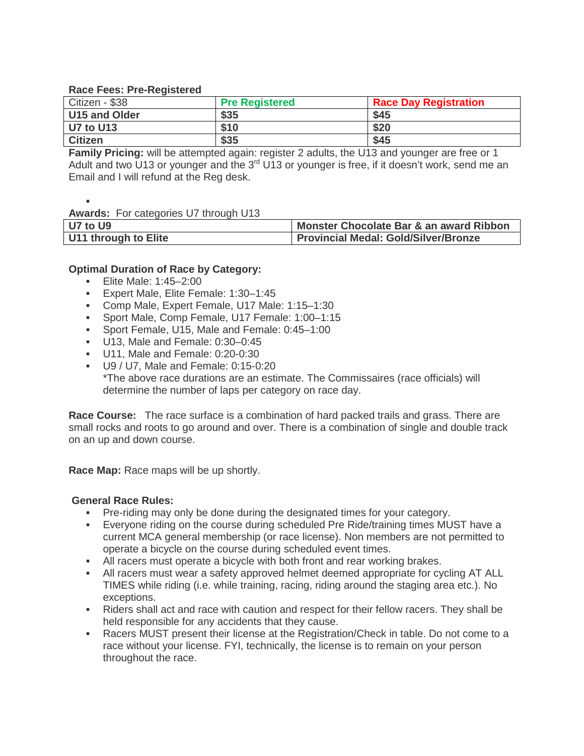**Race Fees: Pre-Registered**

| Citizen - $38 | Pre Registered | Race Day Registration |
|---|---|---|
| **U15 and Older** | **$35** | **$45** |
| **U7 to U13** | **$10** | **$20** |
| **Citizen** | **$35** | **$45** |

**Family Pricing:** will be attempted again: register 2 adults, the U13 and younger are free or 1 Adult and two U13 or younger and the 3rd U13 or younger is free, if it doesn't work, send me an Email and I will refund at the Reg desk.

**Awards:** For categories U7 through U13

| U7 to U9 | Monster Chocolate Bar & an award Ribbon |
|---|---|
| **U11 through to Elite** | **Provincial Medal: Gold/Silver/Bronze** |

**Optimal Duration of Race by Category:**

- Elite Male: 1:45–2:00
- Expert Male, Elite Female: 1:30–1:45
- Comp Male, Expert Female, U17 Male: 1:15–1:30
- Sport Male, Comp Female, U17 Female: 1:00–1:15
- Sport Female, U15, Male and Female: 0:45–1:00
- U13, Male and Female: 0:30–0:45
- U11, Male and Female: 0:20-0:30
- U9 / U7, Male and Female: 0:15-0:20
  *The above race durations are an estimate. The Commissaires (race officials) will determine the number of laps per category on race day.

**Race Course:** The race surface is a combination of hard packed trails and grass. There are small rocks and roots to go around and over. There is a combination of single and double track on an up and down course.

**Race Map:** Race maps will be up shortly.

**General Race Rules:**

- Pre-riding may only be done during the designated times for your category.
- Everyone riding on the course during scheduled Pre Ride/training times MUST have a current MCA general membership (or race license). Non members are not permitted to operate a bicycle on the course during scheduled event times.
- All racers must operate a bicycle with both front and rear working brakes.
- All racers must wear a safety approved helmet deemed appropriate for cycling AT ALL TIMES while riding (i.e. while training, racing, riding around the staging area etc.). No exceptions.
- Riders shall act and race with caution and respect for their fellow racers. They shall be held responsible for any accidents that they cause.
- Racers MUST present their license at the Registration/Check in table. Do not come to a race without your license. FYI, technically, the license is to remain on your person throughout the race.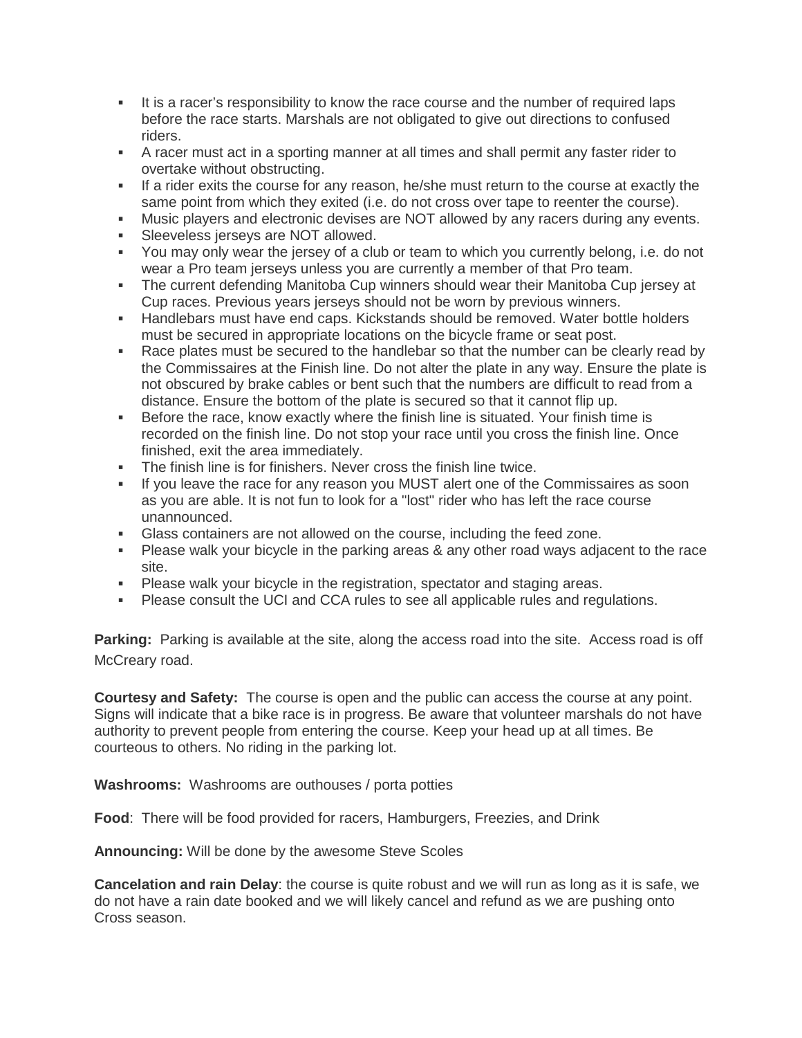- It is a racer's responsibility to know the race course and the number of required laps before the race starts. Marshals are not obligated to give out directions to confused riders.
- A racer must act in a sporting manner at all times and shall permit any faster rider to overtake without obstructing.
- If a rider exits the course for any reason, he/she must return to the course at exactly the same point from which they exited (i.e. do not cross over tape to reenter the course).
- Music players and electronic devises are NOT allowed by any racers during any events.
- Sleeveless jerseys are NOT allowed.
- You may only wear the jersey of a club or team to which you currently belong, i.e. do not wear a Pro team jerseys unless you are currently a member of that Pro team.
- The current defending Manitoba Cup winners should wear their Manitoba Cup jersey at Cup races. Previous years jerseys should not be worn by previous winners.
- Handlebars must have end caps. Kickstands should be removed. Water bottle holders must be secured in appropriate locations on the bicycle frame or seat post.
- Race plates must be secured to the handlebar so that the number can be clearly read by the Commissaires at the Finish line. Do not alter the plate in any way. Ensure the plate is not obscured by brake cables or bent such that the numbers are difficult to read from a distance. Ensure the bottom of the plate is secured so that it cannot flip up.
- Before the race, know exactly where the finish line is situated. Your finish time is recorded on the finish line. Do not stop your race until you cross the finish line. Once finished, exit the area immediately.
- The finish line is for finishers. Never cross the finish line twice.
- If you leave the race for any reason you MUST alert one of the Commissaires as soon as you are able. It is not fun to look for a "lost" rider who has left the race course unannounced.
- Glass containers are not allowed on the course, including the feed zone.
- Please walk your bicycle in the parking areas & any other road ways adjacent to the race site.
- Please walk your bicycle in the registration, spectator and staging areas.
- Please consult the UCI and CCA rules to see all applicable rules and regulations.

**Parking:** Parking is available at the site, along the access road into the site. Access road is off McCreary road.

**Courtesy and Safety:** The course is open and the public can access the course at any point. Signs will indicate that a bike race is in progress. Be aware that volunteer marshals do not have authority to prevent people from entering the course. Keep your head up at all times. Be courteous to others. No riding in the parking lot.

**Washrooms:** Washrooms are outhouses / porta potties

**Food**: There will be food provided for racers, Hamburgers, Freezies, and Drink

**Announcing:** Will be done by the awesome Steve Scoles

**Cancelation and rain Delay**: the course is quite robust and we will run as long as it is safe, we do not have a rain date booked and we will likely cancel and refund as we are pushing onto Cross season.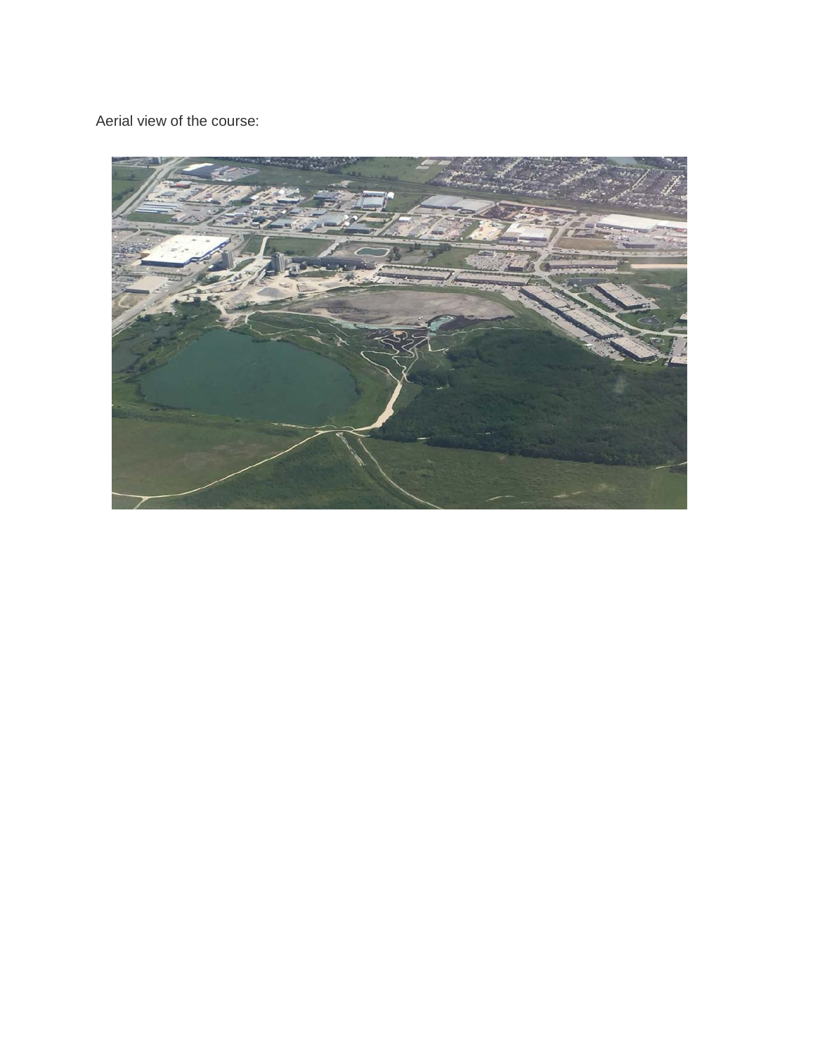Aerial view of the course: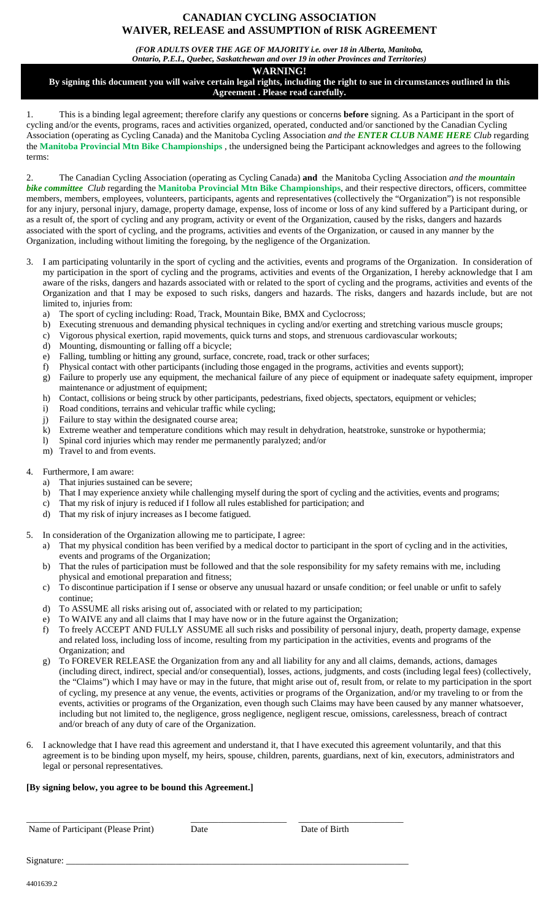# CANADIAN CYCLING ASSOCIATION
# WAIVER, RELEASE and ASSUMPTION of RISK AGREEMENT

***(FOR ADULTS OVER THE AGE OF MAJORITY i.e. over 18 in Alberta, Manitoba, Ontario, P.E.I., Quebec, Saskatchewan and over 19 in other Provinces and Territories)***

**WARNING!**

**By signing this document you will waive certain legal rights, including the right to sue in circumstances outlined in this Agreement . Please read carefully.**

1. This is a binding legal agreement; therefore clarify any questions or concerns **before** signing. As a Participant in the sport of cycling and/or the events, programs, races and activities organized, operated, conducted and/or sanctioned by the Canadian Cycling Association (operating as Cycling Canada) and the Manitoba Cycling Association *and the **ENTER CLUB NAME HERE** Club* regarding the **Manitoba Provincial Mtn Bike Championships** , the undersigned being the Participant acknowledges and agrees to the following terms:

2. The Canadian Cycling Association (operating as Cycling Canada) **and** the Manitoba Cycling Association *and the **mountain bike committee** Club* regarding the **Manitoba Provincial Mtn Bike Championships**, and their respective directors, officers, committee members, members, employees, volunteers, participants, agents and representatives (collectively the "Organization") is not responsible for any injury, personal injury, damage, property damage, expense, loss of income or loss of any kind suffered by a Participant during, or as a result of, the sport of cycling and any program, activity or event of the Organization, caused by the risks, dangers and hazards associated with the sport of cycling, and the programs, activities and events of the Organization, or caused in any manner by the Organization, including without limiting the foregoing, by the negligence of the Organization.

3. I am participating voluntarily in the sport of cycling and the activities, events and programs of the Organization. In consideration of my participation in the sport of cycling and the programs, activities and events of the Organization, I hereby acknowledge that I am aware of the risks, dangers and hazards associated with or related to the sport of cycling and the programs, activities and events of the Organization and that I may be exposed to such risks, dangers and hazards. The risks, dangers and hazards include, but are not limited to, injuries from:
   a) The sport of cycling including: Road, Track, Mountain Bike, BMX and Cyclocross;
   b) Executing strenuous and demanding physical techniques in cycling and/or exerting and stretching various muscle groups;
   c) Vigorous physical exertion, rapid movements, quick turns and stops, and strenuous cardiovascular workouts;
   d) Mounting, dismounting or falling off a bicycle;
   e) Falling, tumbling or hitting any ground, surface, concrete, road, track or other surfaces;
   f) Physical contact with other participants (including those engaged in the programs, activities and events support);
   g) Failure to properly use any equipment, the mechanical failure of any piece of equipment or inadequate safety equipment, improper maintenance or adjustment of equipment;
   h) Contact, collisions or being struck by other participants, pedestrians, fixed objects, spectators, equipment or vehicles;
   i) Road conditions, terrains and vehicular traffic while cycling;
   j) Failure to stay within the designated course area;
   k) Extreme weather and temperature conditions which may result in dehydration, heatstroke, sunstroke or hypothermia;
   l) Spinal cord injuries which may render me permanently paralyzed; and/or
   m) Travel to and from events.

4. Furthermore, I am aware:
   a) That injuries sustained can be severe;
   b) That I may experience anxiety while challenging myself during the sport of cycling and the activities, events and programs;
   c) That my risk of injury is reduced if I follow all rules established for participation; and
   d) That my risk of injury increases as I become fatigued.

5. In consideration of the Organization allowing me to participate, I agree:
   a) That my physical condition has been verified by a medical doctor to participant in the sport of cycling and in the activities, events and programs of the Organization;
   b) That the rules of participation must be followed and that the sole responsibility for my safety remains with me, including physical and emotional preparation and fitness;
   c) To discontinue participation if I sense or observe any unusual hazard or unsafe condition; or feel unable or unfit to safely continue;
   d) To ASSUME all risks arising out of, associated with or related to my participation;
   e) To WAIVE any and all claims that I may have now or in the future against the Organization;
   f) To freely ACCEPT AND FULLY ASSUME all such risks and possibility of personal injury, death, property damage, expense and related loss, including loss of income, resulting from my participation in the activities, events and programs of the Organization; and
   g) To FOREVER RELEASE the Organization from any and all liability for any and all claims, demands, actions, damages (including direct, indirect, special and/or consequential), losses, actions, judgments, and costs (including legal fees) (collectively, the "Claims") which I may have or may in the future, that might arise out of, result from, or relate to my participation in the sport of cycling, my presence at any venue, the events, activities or programs of the Organization, and/or my traveling to or from the events, activities or programs of the Organization, even though such Claims may have been caused by any manner whatsoever, including but not limited to, the negligence, gross negligence, negligent rescue, omissions, carelessness, breach of contract and/or breach of any duty of care of the Organization.

6. I acknowledge that I have read this agreement and understand it, that I have executed this agreement voluntarily, and that this agreement is to be binding upon myself, my heirs, spouse, children, parents, guardians, next of kin, executors, administrators and legal or personal representatives.

**[By signing below, you agree to be bound this Agreement.]**

\_\_\_\_\_\_\_\_\_\_\_\_\_\_\_\_\_\_\_\_\_\_\_\_\_\_ \_\_\_\_\_\_\_\_\_\_\_\_\_\_\_\_\_\_\_\_ \_\_\_\_\_\_\_\_\_\_\_\_\_\_\_\_\_\_\_\_\_\_

Name of Participant (Please Print) Date Date of Birth

Signature: \_\_\_\_\_\_\_\_\_\_\_\_\_\_\_\_\_\_\_\_\_\_\_\_\_\_\_\_\_\_\_\_\_\_\_\_\_\_\_\_\_\_\_\_\_\_\_\_\_\_\_\_\_\_\_\_\_\_\_\_\_\_\_\_\_\_\_\_\_\_\_\_\_\_

4401639.2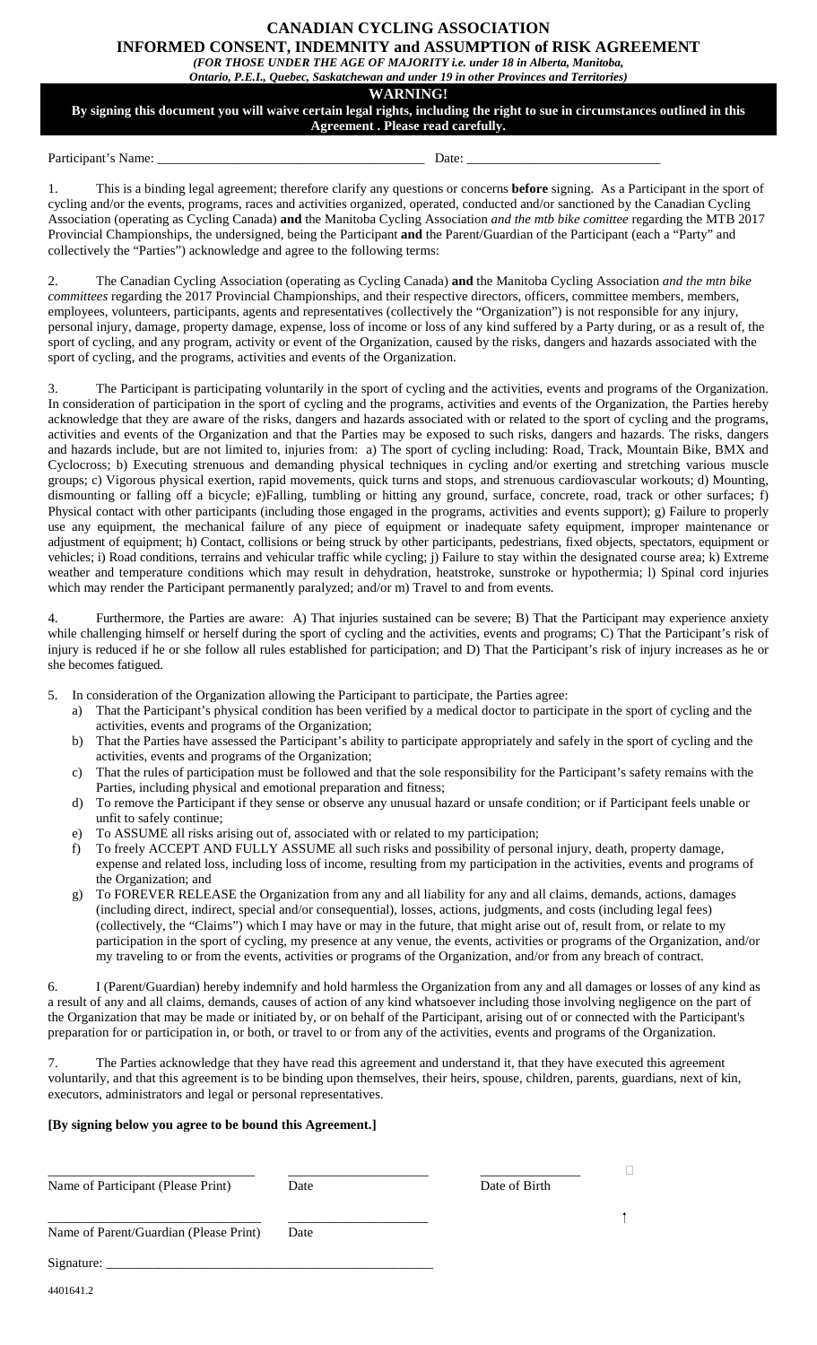# CANADIAN CYCLING ASSOCIATION

## INFORMED CONSENT, INDEMNITY and ASSUMPTION of RISK AGREEMENT

***(FOR THOSE UNDER THE AGE OF MAJORITY i.e. under 18 in Alberta, Manitoba, Ontario, P.E.I., Quebec, Saskatchewan and under 19 in other Provinces and Territories)***

**WARNING!**

**By signing this document you will waive certain legal rights, including the right to sue in circumstances outlined in this Agreement . Please read carefully.**

Participant's Name: ______________________________________ Date: ___________________________

1. This is a binding legal agreement; therefore clarify any questions or concerns **before** signing. As a Participant in the sport of cycling and/or the events, programs, races and activities organized, operated, conducted and/or sanctioned by the Canadian Cycling Association (operating as Cycling Canada) **and** the Manitoba Cycling Association *and the mtb bike comittee* regarding the MTB 2017 Provincial Championships, the undersigned, being the Participant **and** the Parent/Guardian of the Participant (each a "Party" and collectively the "Parties") acknowledge and agree to the following terms:

2. The Canadian Cycling Association (operating as Cycling Canada) **and** the Manitoba Cycling Association *and the mtn bike committees* regarding the 2017 Provincial Championships, and their respective directors, officers, committee members, members, employees, volunteers, participants, agents and representatives (collectively the "Organization") is not responsible for any injury, personal injury, damage, property damage, expense, loss of income or loss of any kind suffered by a Party during, or as a result of, the sport of cycling, and any program, activity or event of the Organization, caused by the risks, dangers and hazards associated with the sport of cycling, and the programs, activities and events of the Organization.

3. The Participant is participating voluntarily in the sport of cycling and the activities, events and programs of the Organization. In consideration of participation in the sport of cycling and the programs, activities and events of the Organization, the Parties hereby acknowledge that they are aware of the risks, dangers and hazards associated with or related to the sport of cycling and the programs, activities and events of the Organization and that the Parties may be exposed to such risks, dangers and hazards. The risks, dangers and hazards include, but are not limited to, injuries from: a) The sport of cycling including: Road, Track, Mountain Bike, BMX and Cyclocross; b) Executing strenuous and demanding physical techniques in cycling and/or exerting and stretching various muscle groups; c) Vigorous physical exertion, rapid movements, quick turns and stops, and strenuous cardiovascular workouts; d) Mounting, dismounting or falling off a bicycle; e)Falling, tumbling or hitting any ground, surface, concrete, road, track or other surfaces; f) Physical contact with other participants (including those engaged in the programs, activities and events support); g) Failure to properly use any equipment, the mechanical failure of any piece of equipment or inadequate safety equipment, improper maintenance or adjustment of equipment; h) Contact, collisions or being struck by other participants, pedestrians, fixed objects, spectators, equipment or vehicles; i) Road conditions, terrains and vehicular traffic while cycling; j) Failure to stay within the designated course area; k) Extreme weather and temperature conditions which may result in dehydration, heatstroke, sunstroke or hypothermia; l) Spinal cord injuries which may render the Participant permanently paralyzed; and/or m) Travel to and from events.

4. Furthermore, the Parties are aware: A) That injuries sustained can be severe; B) That the Participant may experience anxiety while challenging himself or herself during the sport of cycling and the activities, events and programs; C) That the Participant's risk of injury is reduced if he or she follow all rules established for participation; and D) That the Participant's risk of injury increases as he or she becomes fatigued.

5. In consideration of the Organization allowing the Participant to participate, the Parties agree:
   a) That the Participant's physical condition has been verified by a medical doctor to participate in the sport of cycling and the activities, events and programs of the Organization;
   b) That the Parties have assessed the Participant's ability to participate appropriately and safely in the sport of cycling and the activities, events and programs of the Organization;
   c) That the rules of participation must be followed and that the sole responsibility for the Participant's safety remains with the Parties, including physical and emotional preparation and fitness;
   d) To remove the Participant if they sense or observe any unusual hazard or unsafe condition; or if Participant feels unable or unfit to safely continue;
   e) To ASSUME all risks arising out of, associated with or related to my participation;
   f) To freely ACCEPT AND FULLY ASSUME all such risks and possibility of personal injury, death, property damage, expense and related loss, including loss of income, resulting from my participation in the activities, events and programs of the Organization; and
   g) To FOREVER RELEASE the Organization from any and all liability for any and all claims, demands, actions, damages (including direct, indirect, special and/or consequential), losses, actions, judgments, and costs (including legal fees) (collectively, the "Claims") which I may have or may in the future, that might arise out of, result from, or relate to my participation in the sport of cycling, my presence at any venue, the events, activities or programs of the Organization, and/or my traveling to or from the events, activities or programs of the Organization, and/or from any breach of contract.

6. I (Parent/Guardian) hereby indemnify and hold harmless the Organization from any and all damages or losses of any kind as a result of any and all claims, demands, causes of action of any kind whatsoever including those involving negligence on the part of the Organization that may be made or initiated by, or on behalf of the Participant, arising out of or connected with the Participant's preparation for or participation in, or both, or travel to or from any of the activities, events and programs of the Organization.

7. The Parties acknowledge that they have read this agreement and understand it, that they have executed this agreement voluntarily, and that this agreement is to be binding upon themselves, their heirs, spouse, children, parents, guardians, next of kin, executors, administrators and legal or personal representatives.

**[By signing below you agree to be bound this Agreement.]**

______________________________ ____________________ ______________

Name of Participant (Please Print) Date Date of Birth

______________________________ ____________________

Name of Parent/Guardian (Please Print) Date

Signature: ______________________________________________

4401641.2